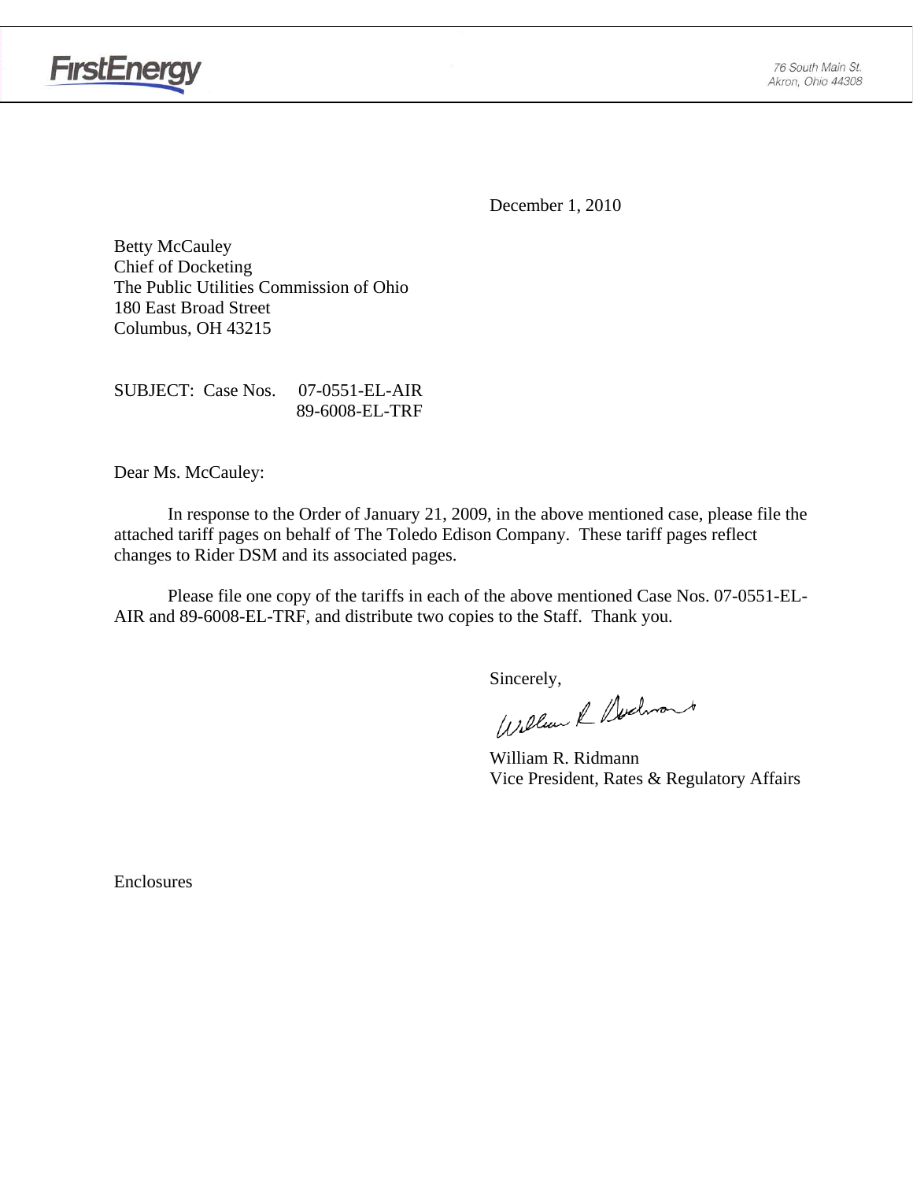FirstEnergy

76 South Main St.
Akron, Ohio 44308

December 1, 2010

Betty McCauley
Chief of Docketing
The Public Utilities Commission of Ohio
180 East Broad Street
Columbus, OH 43215

SUBJECT: Case Nos. 07-0551-EL-AIR
89-6008-EL-TRF

Dear Ms. McCauley:

In response to the Order of January 21, 2009, in the above mentioned case, please file the attached tariff pages on behalf of The Toledo Edison Company. These tariff pages reflect changes to Rider DSM and its associated pages.

Please file one copy of the tariffs in each of the above mentioned Case Nos. 07-0551-EL-AIR and 89-6008-EL-TRF, and distribute two copies to the Staff. Thank you.

Sincerely,

William R. Ridmann
Vice President, Rates & Regulatory Affairs

Enclosures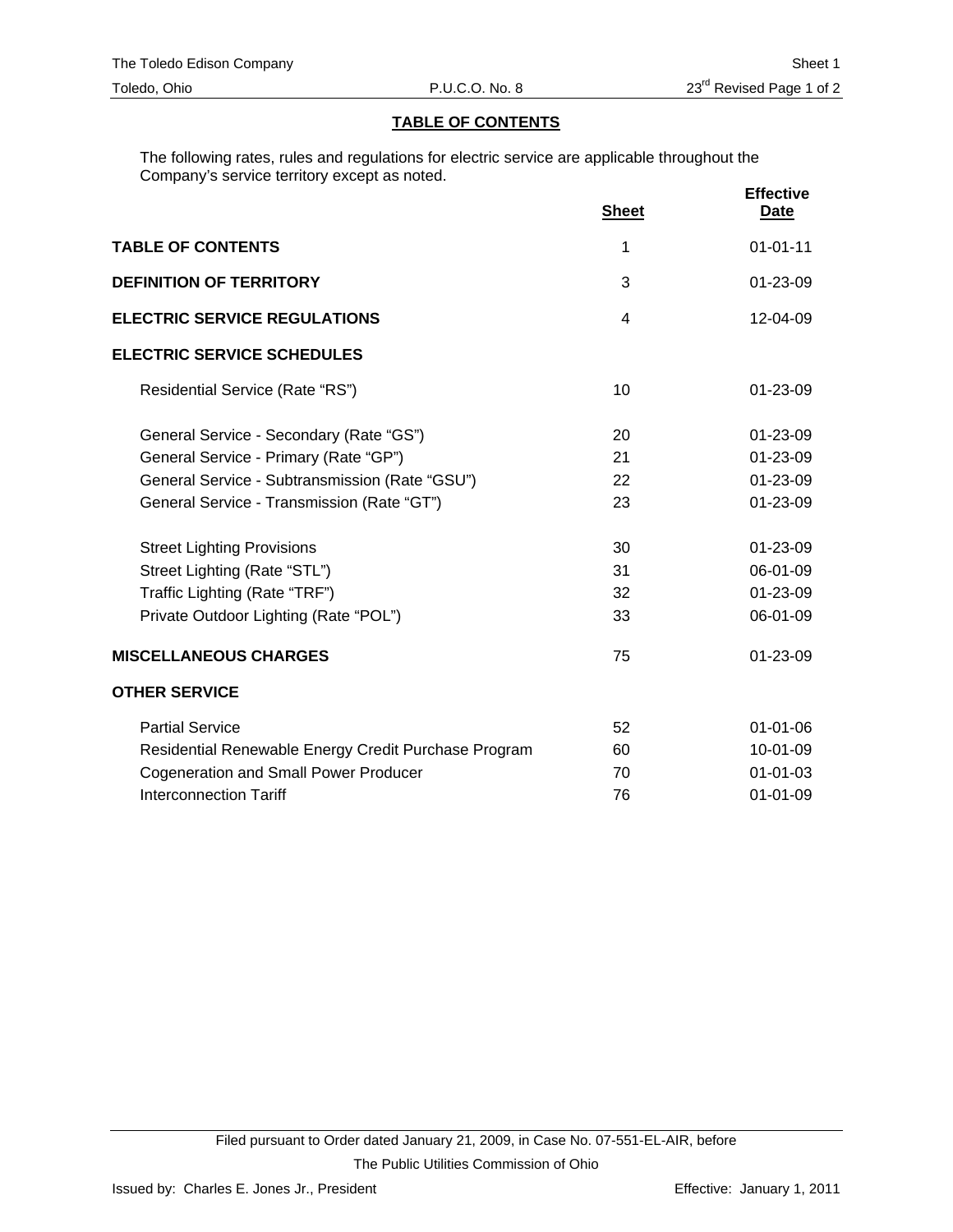## TABLE OF CONTENTS

The following rates, rules and regulations for electric service are applicable throughout the Company's service territory except as noted.

| | Sheet | Effective Date |
|---|---|---|
| **TABLE OF CONTENTS** | 1 | 01-01-11 |
| **DEFINITION OF TERRITORY** | 3 | 01-23-09 |
| **ELECTRIC SERVICE REGULATIONS** | 4 | 12-04-09 |
| **ELECTRIC SERVICE SCHEDULES** | | |
| Residential Service (Rate "RS") | 10 | 01-23-09 |
| General Service - Secondary (Rate "GS") | 20 | 01-23-09 |
| General Service - Primary (Rate "GP") | 21 | 01-23-09 |
| General Service - Subtransmission (Rate "GSU") | 22 | 01-23-09 |
| General Service - Transmission (Rate "GT") | 23 | 01-23-09 |
| Street Lighting Provisions | 30 | 01-23-09 |
| Street Lighting (Rate "STL") | 31 | 06-01-09 |
| Traffic Lighting (Rate "TRF") | 32 | 01-23-09 |
| Private Outdoor Lighting (Rate "POL") | 33 | 06-01-09 |
| **MISCELLANEOUS CHARGES** | 75 | 01-23-09 |
| **OTHER SERVICE** | | |
| Partial Service | 52 | 01-01-06 |
| Residential Renewable Energy Credit Purchase Program | 60 | 10-01-09 |
| Cogeneration and Small Power Producer | 70 | 01-01-03 |
| Interconnection Tariff | 76 | 01-01-09 |

Filed pursuant to Order dated January 21, 2009, in Case No. 07-551-EL-AIR, before The Public Utilities Commission of Ohio

Issued by: Charles E. Jones Jr., President

Effective: January 1, 2011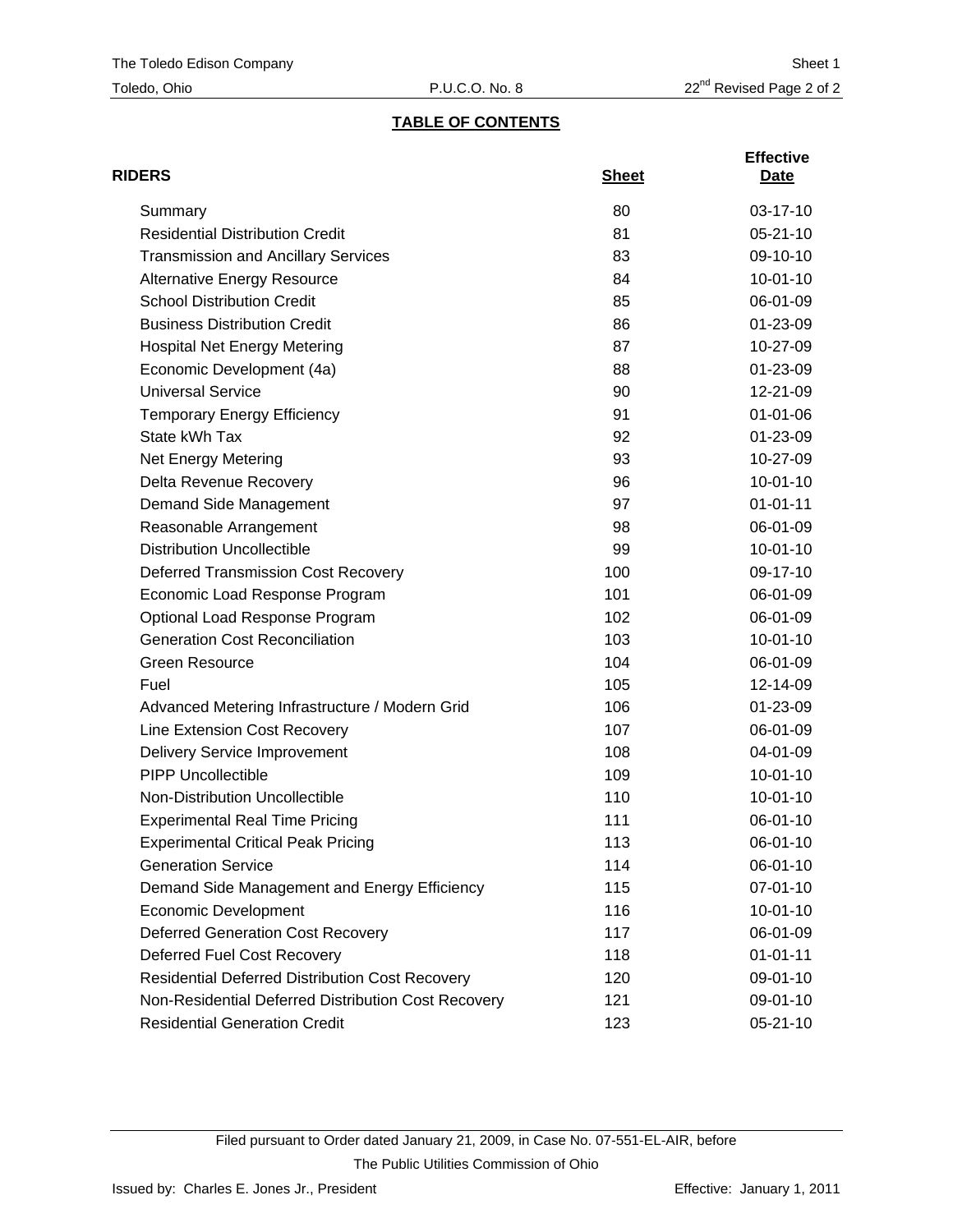The Toledo Edison Company | Sheet 1
Toledo, Ohio | P.U.C.O. No. 8 | 22nd Revised Page 2 of 2

## TABLE OF CONTENTS

| RIDERS | Sheet | Effective Date |
|---|---|---|
| Summary | 80 | 03-17-10 |
| Residential Distribution Credit | 81 | 05-21-10 |
| Transmission and Ancillary Services | 83 | 09-10-10 |
| Alternative Energy Resource | 84 | 10-01-10 |
| School Distribution Credit | 85 | 06-01-09 |
| Business Distribution Credit | 86 | 01-23-09 |
| Hospital Net Energy Metering | 87 | 10-27-09 |
| Economic Development (4a) | 88 | 01-23-09 |
| Universal Service | 90 | 12-21-09 |
| Temporary Energy Efficiency | 91 | 01-01-06 |
| State kWh Tax | 92 | 01-23-09 |
| Net Energy Metering | 93 | 10-27-09 |
| Delta Revenue Recovery | 96 | 10-01-10 |
| Demand Side Management | 97 | 01-01-11 |
| Reasonable Arrangement | 98 | 06-01-09 |
| Distribution Uncollectible | 99 | 10-01-10 |
| Deferred Transmission Cost Recovery | 100 | 09-17-10 |
| Economic Load Response Program | 101 | 06-01-09 |
| Optional Load Response Program | 102 | 06-01-09 |
| Generation Cost Reconciliation | 103 | 10-01-10 |
| Green Resource | 104 | 06-01-09 |
| Fuel | 105 | 12-14-09 |
| Advanced Metering Infrastructure / Modern Grid | 106 | 01-23-09 |
| Line Extension Cost Recovery | 107 | 06-01-09 |
| Delivery Service Improvement | 108 | 04-01-09 |
| PIPP Uncollectible | 109 | 10-01-10 |
| Non-Distribution Uncollectible | 110 | 10-01-10 |
| Experimental Real Time Pricing | 111 | 06-01-10 |
| Experimental Critical Peak Pricing | 113 | 06-01-10 |
| Generation Service | 114 | 06-01-10 |
| Demand Side Management and Energy Efficiency | 115 | 07-01-10 |
| Economic Development | 116 | 10-01-10 |
| Deferred Generation Cost Recovery | 117 | 06-01-09 |
| Deferred Fuel Cost Recovery | 118 | 01-01-11 |
| Residential Deferred Distribution Cost Recovery | 120 | 09-01-10 |
| Non-Residential Deferred Distribution Cost Recovery | 121 | 09-01-10 |
| Residential Generation Credit | 123 | 05-21-10 |

Filed pursuant to Order dated January 21, 2009, in Case No. 07-551-EL-AIR, before The Public Utilities Commission of Ohio

Issued by: Charles E. Jones Jr., President | Effective: January 1, 2011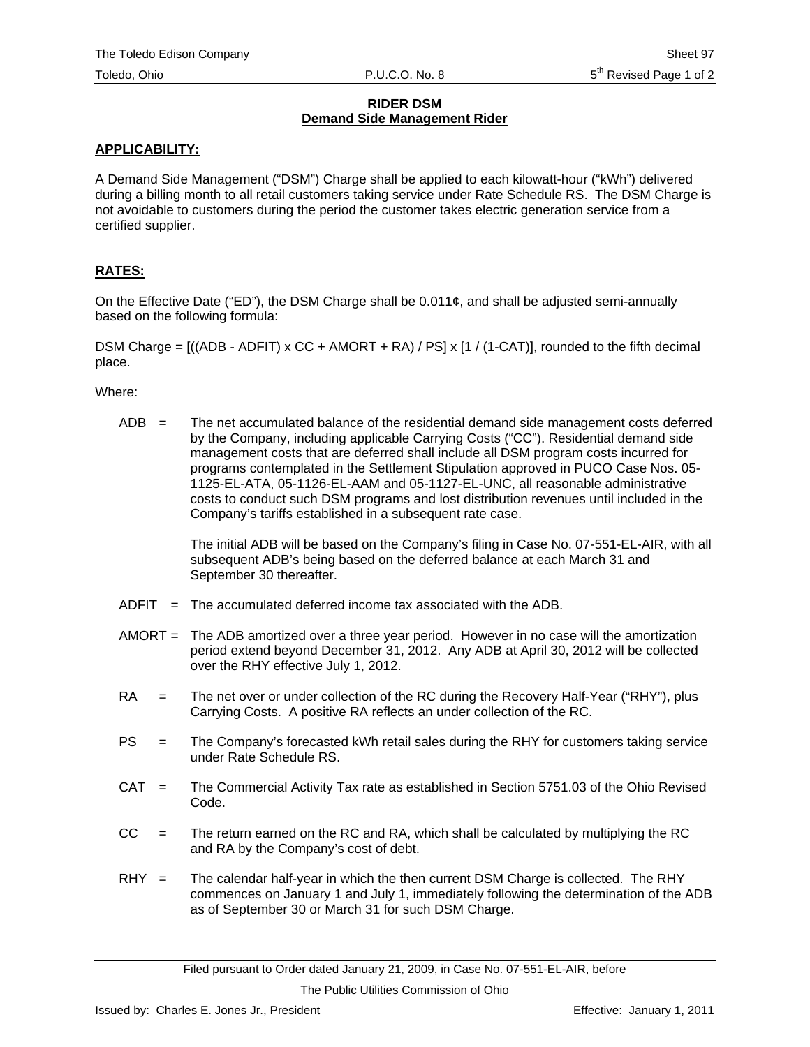# RIDER DSM
## Demand Side Management Rider

**APPLICABILITY:**

A Demand Side Management ("DSM") Charge shall be applied to each kilowatt-hour ("kWh") delivered during a billing month to all retail customers taking service under Rate Schedule RS. The DSM Charge is not avoidable to customers during the period the customer takes electric generation service from a certified supplier.

**RATES:**

On the Effective Date ("ED"), the DSM Charge shall be 0.011¢, and shall be adjusted semi-annually based on the following formula:

DSM Charge = [((ADB - ADFIT) x CC + AMORT + RA) / PS] x [1 / (1-CAT)], rounded to the fifth decimal place.

Where:

ADB = The net accumulated balance of the residential demand side management costs deferred by the Company, including applicable Carrying Costs ("CC"). Residential demand side management costs that are deferred shall include all DSM program costs incurred for programs contemplated in the Settlement Stipulation approved in PUCO Case Nos. 05-1125-EL-ATA, 05-1126-EL-AAM and 05-1127-EL-UNC, all reasonable administrative costs to conduct such DSM programs and lost distribution revenues until included in the Company's tariffs established in a subsequent rate case.

The initial ADB will be based on the Company's filing in Case No. 07-551-EL-AIR, with all subsequent ADB's being based on the deferred balance at each March 31 and September 30 thereafter.

ADFIT = The accumulated deferred income tax associated with the ADB.

AMORT = The ADB amortized over a three year period. However in no case will the amortization period extend beyond December 31, 2012. Any ADB at April 30, 2012 will be collected over the RHY effective July 1, 2012.

RA = The net over or under collection of the RC during the Recovery Half-Year ("RHY"), plus Carrying Costs. A positive RA reflects an under collection of the RC.

PS = The Company's forecasted kWh retail sales during the RHY for customers taking service under Rate Schedule RS.

CAT = The Commercial Activity Tax rate as established in Section 5751.03 of the Ohio Revised Code.

CC = The return earned on the RC and RA, which shall be calculated by multiplying the RC and RA by the Company's cost of debt.

RHY = The calendar half-year in which the then current DSM Charge is collected. The RHY commences on January 1 and July 1, immediately following the determination of the ADB as of September 30 or March 31 for such DSM Charge.

Filed pursuant to Order dated January 21, 2009, in Case No. 07-551-EL-AIR, before The Public Utilities Commission of Ohio

Issued by: Charles E. Jones Jr., President

Effective: January 1, 2011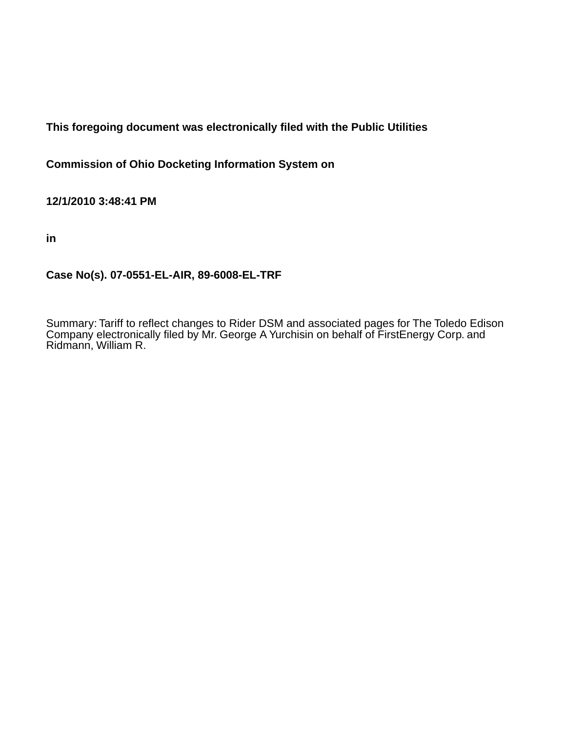**This foregoing document was electronically filed with the Public Utilities**

**Commission of Ohio Docketing Information System on**

**12/1/2010 3:48:41 PM**

**in**

**Case No(s). 07-0551-EL-AIR, 89-6008-EL-TRF**

Summary: Tariff to reflect changes to Rider DSM and associated pages for The Toledo Edison Company electronically filed by Mr. George A Yurchisin on behalf of FirstEnergy Corp. and Ridmann, William R.